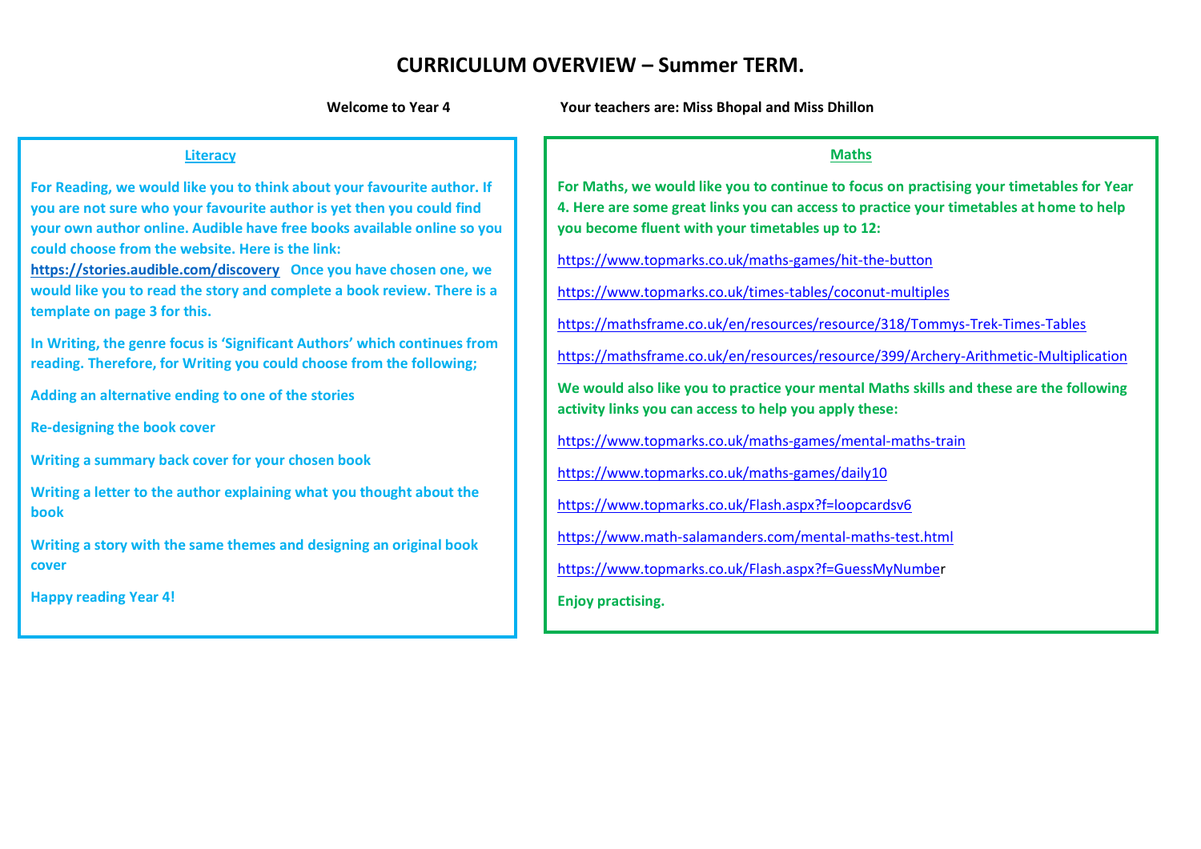# CURRICULUM OVERVIEW – Summer TERM.

**Welcome to Year 4** **Your teachers are: Miss Bhopal and Miss Dhillon**

## Literacy

**For Reading, we would like you to think about your favourite author. If you are not sure who your favourite author is yet then you could find your own author online. Audible have free books available online so you could choose from the website. Here is the link: https://stories.audible.com/discovery Once you have chosen one, we would like you to read the story and complete a book review. There is a template on page 3 for this.**

**In Writing, the genre focus is 'Significant Authors' which continues from reading. Therefore, for Writing you could choose from the following;**

**Adding an alternative ending to one of the stories**

**Re-designing the book cover**

**Writing a summary back cover for your chosen book**

**Writing a letter to the author explaining what you thought about the book**

**Writing a story with the same themes and designing an original book cover**

**Happy reading Year 4!**

## Maths

**For Maths, we would like you to continue to focus on practising your timetables for Year 4. Here are some great links you can access to practice your timetables at home to help you become fluent with your timetables up to 12:**

https://www.topmarks.co.uk/maths-games/hit-the-button

https://www.topmarks.co.uk/times-tables/coconut-multiples

https://mathsframe.co.uk/en/resources/resource/318/Tommys-Trek-Times-Tables

https://mathsframe.co.uk/en/resources/resource/399/Archery-Arithmetic-Multiplication

**We would also like you to practice your mental Maths skills and these are the following activity links you can access to help you apply these:**

https://www.topmarks.co.uk/maths-games/mental-maths-train

https://www.topmarks.co.uk/maths-games/daily10

https://www.topmarks.co.uk/Flash.aspx?f=loopcardsv6

https://www.math-salamanders.com/mental-maths-test.html

https://www.topmarks.co.uk/Flash.aspx?f=GuessMyNumber

**Enjoy practising.**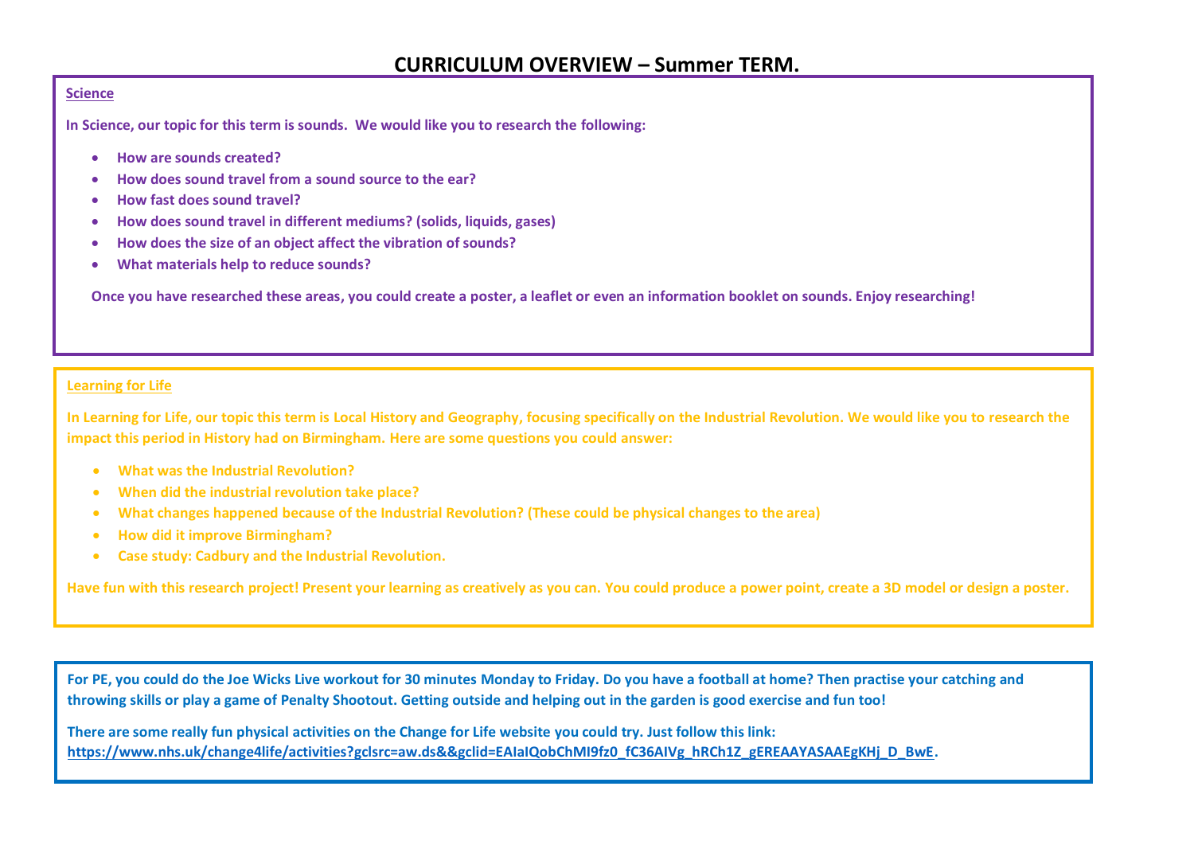# CURRICULUM OVERVIEW – Summer TERM.

## Science

**In Science, our topic for this term is sounds. We would like you to research the following:**

- **How are sounds created?**
- **How does sound travel from a sound source to the ear?**
- **How fast does sound travel?**
- **How does sound travel in different mediums? (solids, liquids, gases)**
- **How does the size of an object affect the vibration of sounds?**
- **What materials help to reduce sounds?**

**Once you have researched these areas, you could create a poster, a leaflet or even an information booklet on sounds. Enjoy researching!**

## Learning for Life

**In Learning for Life, our topic this term is Local History and Geography, focusing specifically on the Industrial Revolution. We would like you to research the impact this period in History had on Birmingham. Here are some questions you could answer:**

- **What was the Industrial Revolution?**
- **When did the industrial revolution take place?**
- **What changes happened because of the Industrial Revolution? (These could be physical changes to the area)**
- **How did it improve Birmingham?**
- **Case study: Cadbury and the Industrial Revolution.**

**Have fun with this research project! Present your learning as creatively as you can. You could produce a power point, create a 3D model or design a poster.**

**For PE, you could do the Joe Wicks Live workout for 30 minutes Monday to Friday. Do you have a football at home? Then practise your catching and throwing skills or play a game of Penalty Shootout. Getting outside and helping out in the garden is good exercise and fun too!**

**There are some really fun physical activities on the Change for Life website you could try. Just follow this link: https://www.nhs.uk/change4life/activities?gclsrc=aw.ds&&gclid=EAIaIQobChMI9fz0_fC36AIVg_hRCh1Z_gEREAAYASAAEgKHj_D_BwE.**